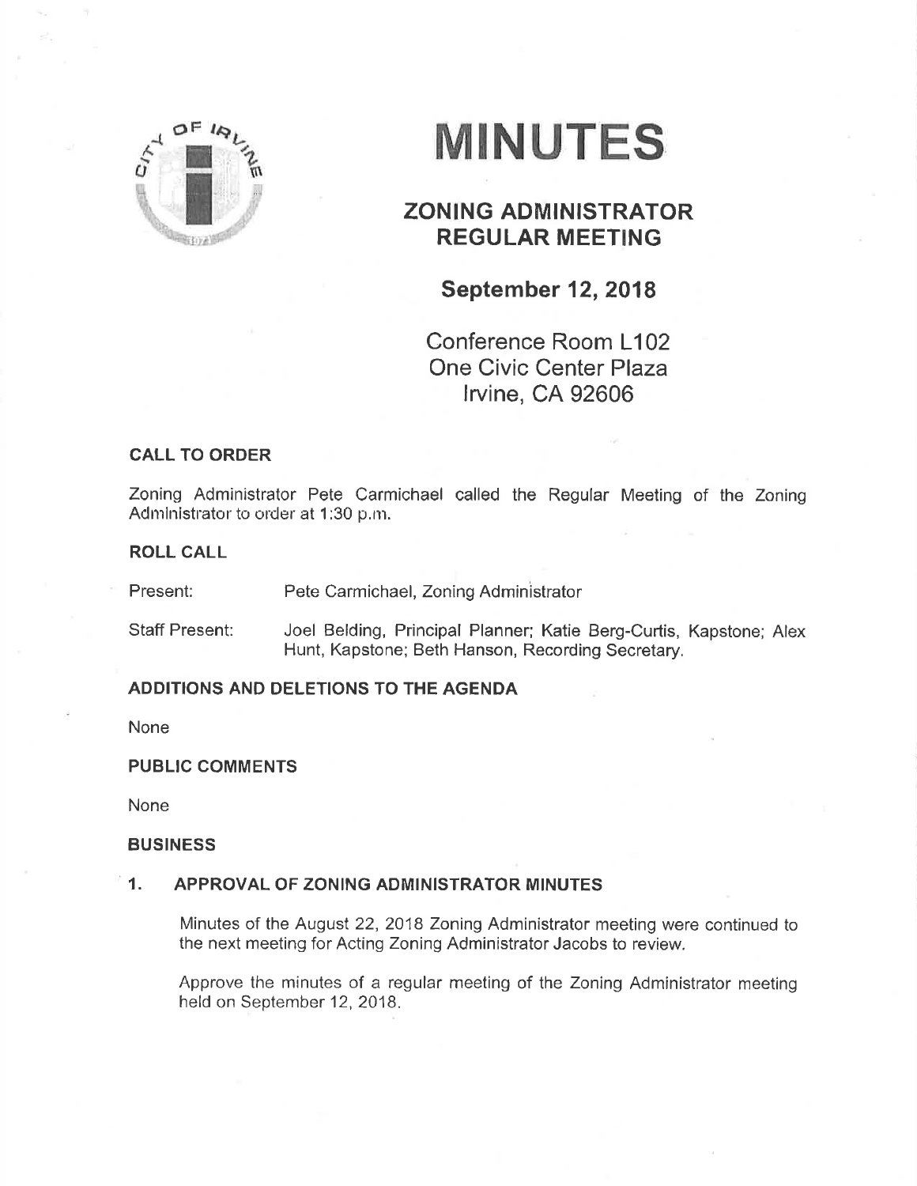# MINUTES

## ZONING ADMINISTRATOR REGULAR MEETING

### September 12, 2018

Conference Room L102
One Civic Center Plaza
Irvine, CA 92606

**CALL TO ORDER**

Zoning Administrator Pete Carmichael called the Regular Meeting of the Zoning Administrator to order at 1:30 p.m.

**ROLL CALL**

Present: Pete Carmichael, Zoning Administrator

Staff Present: Joel Belding, Principal Planner; Katie Berg-Curtis, Kapstone; Alex Hunt, Kapstone; Beth Hanson, Recording Secretary.

**ADDITIONS AND DELETIONS TO THE AGENDA**

None

**PUBLIC COMMENTS**

None

**BUSINESS**

1. **APPROVAL OF ZONING ADMINISTRATOR MINUTES**

   Minutes of the August 22, 2018 Zoning Administrator meeting were continued to the next meeting for Acting Zoning Administrator Jacobs to review.

   Approve the minutes of a regular meeting of the Zoning Administrator meeting held on September 12, 2018.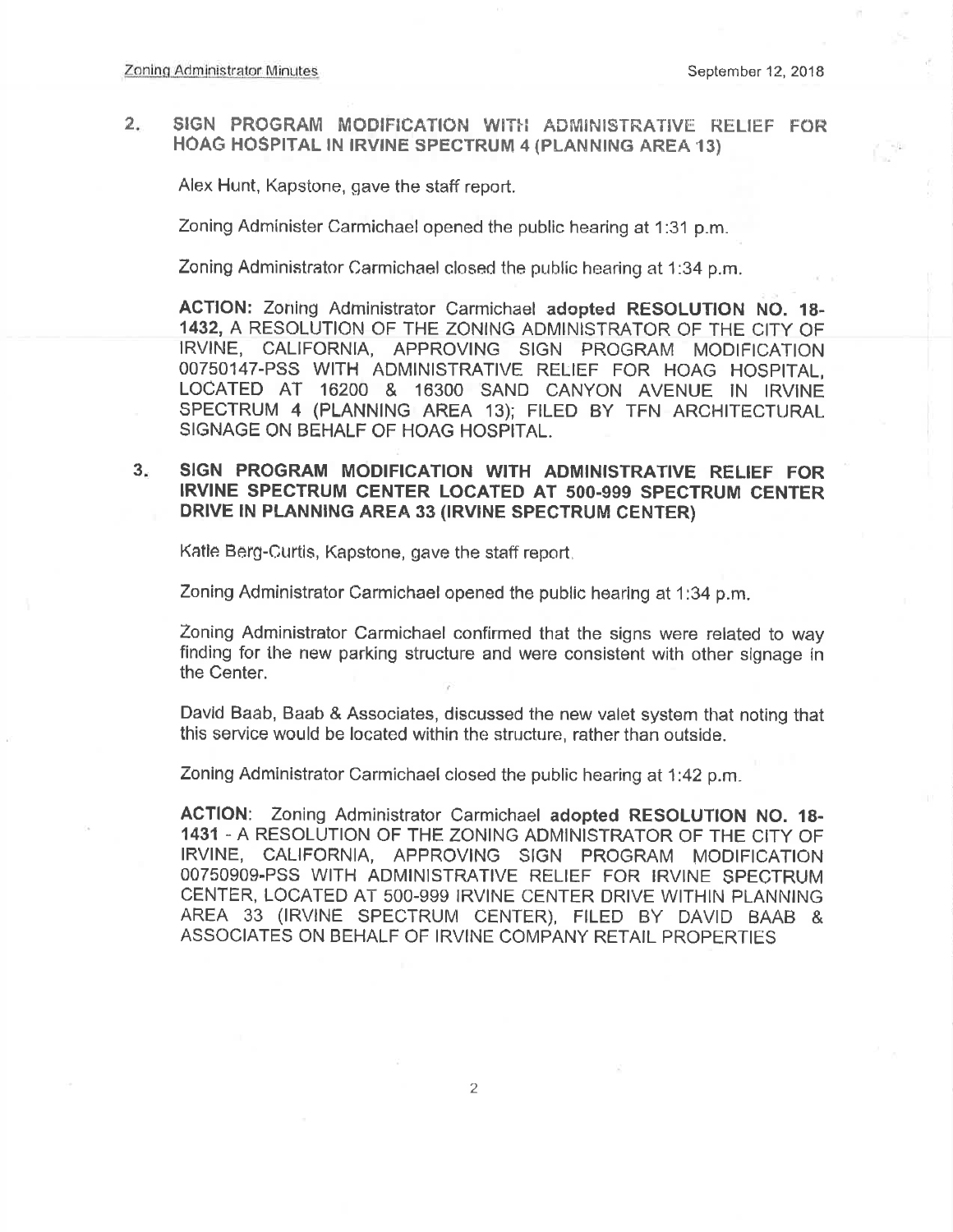2. **SIGN PROGRAM MODIFICATION WITH ADMINISTRATIVE RELIEF FOR HOAG HOSPITAL IN IRVINE SPECTRUM 4 (PLANNING AREA 13)**

   Alex Hunt, Kapstone, gave the staff report.

   Zoning Administer Carmichael opened the public hearing at 1:31 p.m.

   Zoning Administrator Carmichael closed the public hearing at 1:34 p.m.

   **ACTION:** Zoning Administrator Carmichael **adopted RESOLUTION NO. 18-1432,** A RESOLUTION OF THE ZONING ADMINISTRATOR OF THE CITY OF IRVINE, CALIFORNIA, APPROVING SIGN PROGRAM MODIFICATION 00750147-PSS WITH ADMINISTRATIVE RELIEF FOR HOAG HOSPITAL, LOCATED AT 16200 & 16300 SAND CANYON AVENUE IN IRVINE SPECTRUM 4 (PLANNING AREA 13); FILED BY TFN ARCHITECTURAL SIGNAGE ON BEHALF OF HOAG HOSPITAL.

3. **SIGN PROGRAM MODIFICATION WITH ADMINISTRATIVE RELIEF FOR IRVINE SPECTRUM CENTER LOCATED AT 500-999 SPECTRUM CENTER DRIVE IN PLANNING AREA 33 (IRVINE SPECTRUM CENTER)**

   Katie Berg-Curtis, Kapstone, gave the staff report.

   Zoning Administrator Carmichael opened the public hearing at 1:34 p.m.

   Zoning Administrator Carmichael confirmed that the signs were related to way finding for the new parking structure and were consistent with other signage in the Center.

   David Baab, Baab & Associates, discussed the new valet system that noting that this service would be located within the structure, rather than outside.

   Zoning Administrator Carmichael closed the public hearing at 1:42 p.m.

   **ACTION:** Zoning Administrator Carmichael **adopted RESOLUTION NO. 18-1431** - A RESOLUTION OF THE ZONING ADMINISTRATOR OF THE CITY OF IRVINE, CALIFORNIA, APPROVING SIGN PROGRAM MODIFICATION 00750909-PSS WITH ADMINISTRATIVE RELIEF FOR IRVINE SPECTRUM CENTER, LOCATED AT 500-999 IRVINE CENTER DRIVE WITHIN PLANNING AREA 33 (IRVINE SPECTRUM CENTER), FILED BY DAVID BAAB & ASSOCIATES ON BEHALF OF IRVINE COMPANY RETAIL PROPERTIES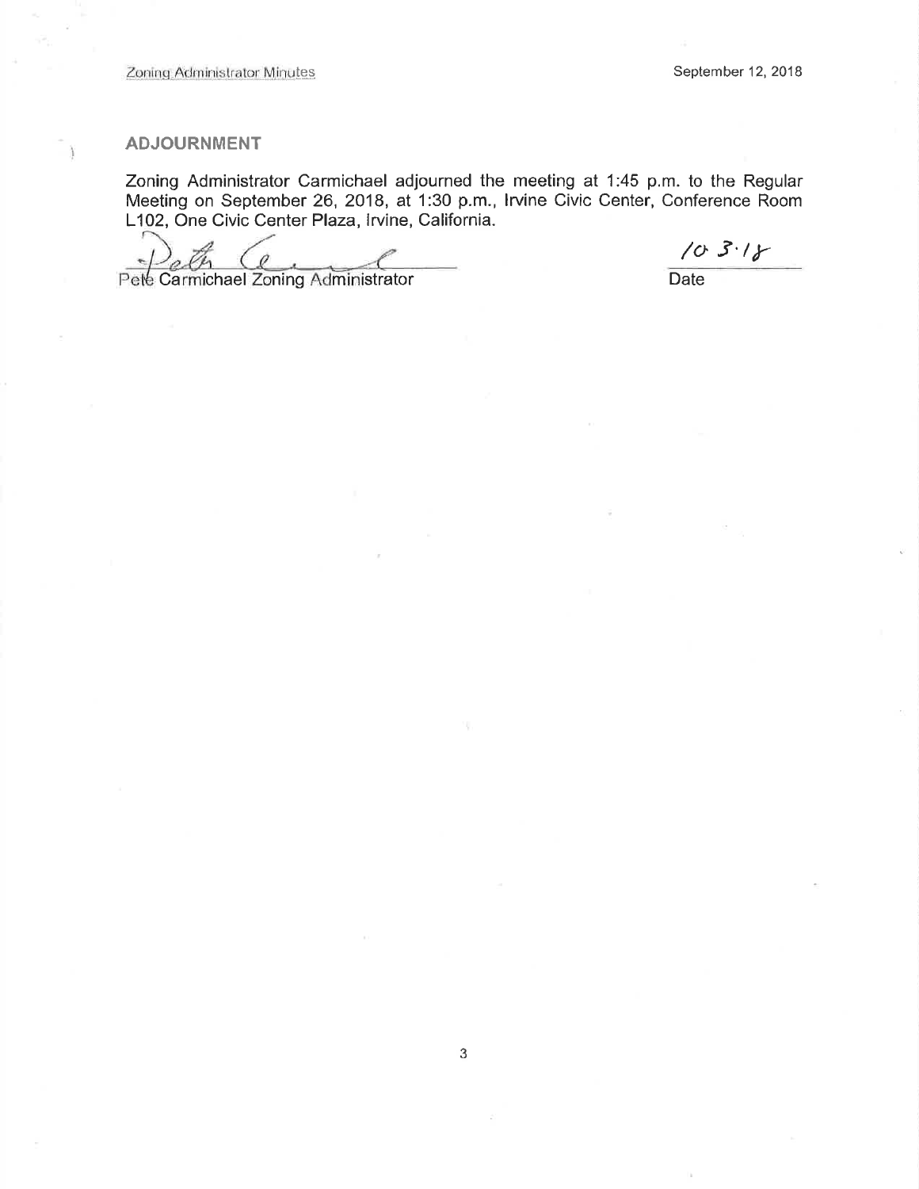## ADJOURNMENT

Zoning Administrator Carmichael adjourned the meeting at 1:45 p.m. to the Regular Meeting on September 26, 2018, at 1:30 p.m., Irvine Civic Center, Conference Room L102, One Civic Center Plaza, Irvine, California.

Pete Carmichael Zoning Administrator

10.3.18

Date